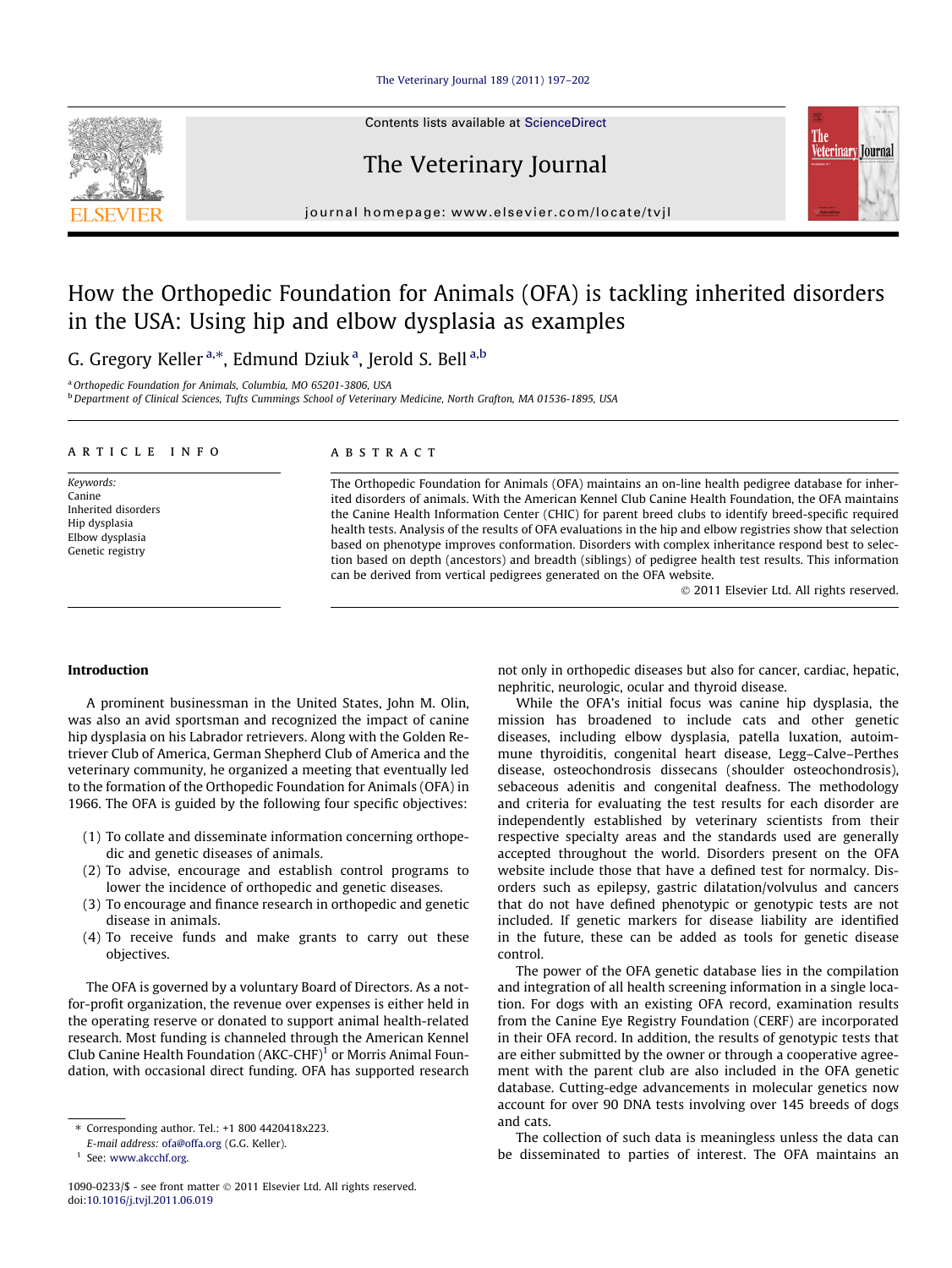Contents lists available at ScienceDirect

# The Veterinary Journal

journal homepage: www.elsevier.com/locate/tvjl

# How the Orthopedic Foundation for Animals (OFA) is tackling inherited disorders in the USA: Using hip and elbow dysplasia as examples

G. Gregory Keller [a,*], Edmund Dziuk [a], Jerold S. Bell [a,b]

[a] Orthopedic Foundation for Animals, Columbia, MO 65201-3806, USA
[b] Department of Clinical Sciences, Tufts Cummings School of Veterinary Medicine, North Grafton, MA 01536-1895, USA

**ARTICLE INFO**

*Keywords:*
Canine
Inherited disorders
Hip dysplasia
Elbow dysplasia
Genetic registry

**ABSTRACT**

The Orthopedic Foundation for Animals (OFA) maintains an on-line health pedigree database for inherited disorders of animals. With the American Kennel Club Canine Health Foundation, the OFA maintains the Canine Health Information Center (CHIC) for parent breed clubs to identify breed-specific required health tests. Analysis of the results of OFA evaluations in the hip and elbow registries show that selection based on phenotype improves conformation. Disorders with complex inheritance respond best to selection based on depth (ancestors) and breadth (siblings) of pedigree health test results. This information can be derived from vertical pedigrees generated on the OFA website.

© 2011 Elsevier Ltd. All rights reserved.

## Introduction

A prominent businessman in the United States, John M. Olin, was also an avid sportsman and recognized the impact of canine hip dysplasia on his Labrador retrievers. Along with the Golden Retriever Club of America, German Shepherd Club of America and the veterinary community, he organized a meeting that eventually led to the formation of the Orthopedic Foundation for Animals (OFA) in 1966. The OFA is guided by the following four specific objectives:

(1) To collate and disseminate information concerning orthopedic and genetic diseases of animals.
(2) To advise, encourage and establish control programs to lower the incidence of orthopedic and genetic diseases.
(3) To encourage and finance research in orthopedic and genetic disease in animals.
(4) To receive funds and make grants to carry out these objectives.

The OFA is governed by a voluntary Board of Directors. As a not-for-profit organization, the revenue over expenses is either held in the operating reserve or donated to support animal health-related research. Most funding is channeled through the American Kennel Club Canine Health Foundation (AKC-CHF)[1] or Morris Animal Foundation, with occasional direct funding. OFA has supported research not only in orthopedic diseases but also for cancer, cardiac, hepatic, nephritic, neurologic, ocular and thyroid disease.

While the OFA's initial focus was canine hip dysplasia, the mission has broadened to include cats and other genetic diseases, including elbow dysplasia, patella luxation, autoimmune thyroiditis, congenital heart disease, Legg–Calve–Perthes disease, osteochondrosis dissecans (shoulder osteochondrosis), sebaceous adenitis and congenital deafness. The methodology and criteria for evaluating the test results for each disorder are independently established by veterinary scientists from their respective specialty areas and the standards used are generally accepted throughout the world. Disorders present on the OFA website include those that have a defined test for normalcy. Disorders such as epilepsy, gastric dilatation/volvulus and cancers that do not have defined phenotypic or genotypic tests are not included. If genetic markers for disease liability are identified in the future, these can be added as tools for genetic disease control.

The power of the OFA genetic database lies in the compilation and integration of all health screening information in a single location. For dogs with an existing OFA record, examination results from the Canine Eye Registry Foundation (CERF) are incorporated in their OFA record. In addition, the results of genotypic tests that are either submitted by the owner or through a cooperative agreement with the parent club are also included in the OFA genetic database. Cutting-edge advancements in molecular genetics now account for over 90 DNA tests involving over 145 breeds of dogs and cats.

The collection of such data is meaningless unless the data can be disseminated to parties of interest. The OFA maintains an

---

* Corresponding author. Tel.: +1 800 4420418x223.
*E-mail address:* ofa@offa.org (G.G. Keller).
[1] See: www.akcchf.org.

1090-0233/$ - see front matter © 2011 Elsevier Ltd. All rights reserved.
doi:10.1016/j.tvjl.2011.06.019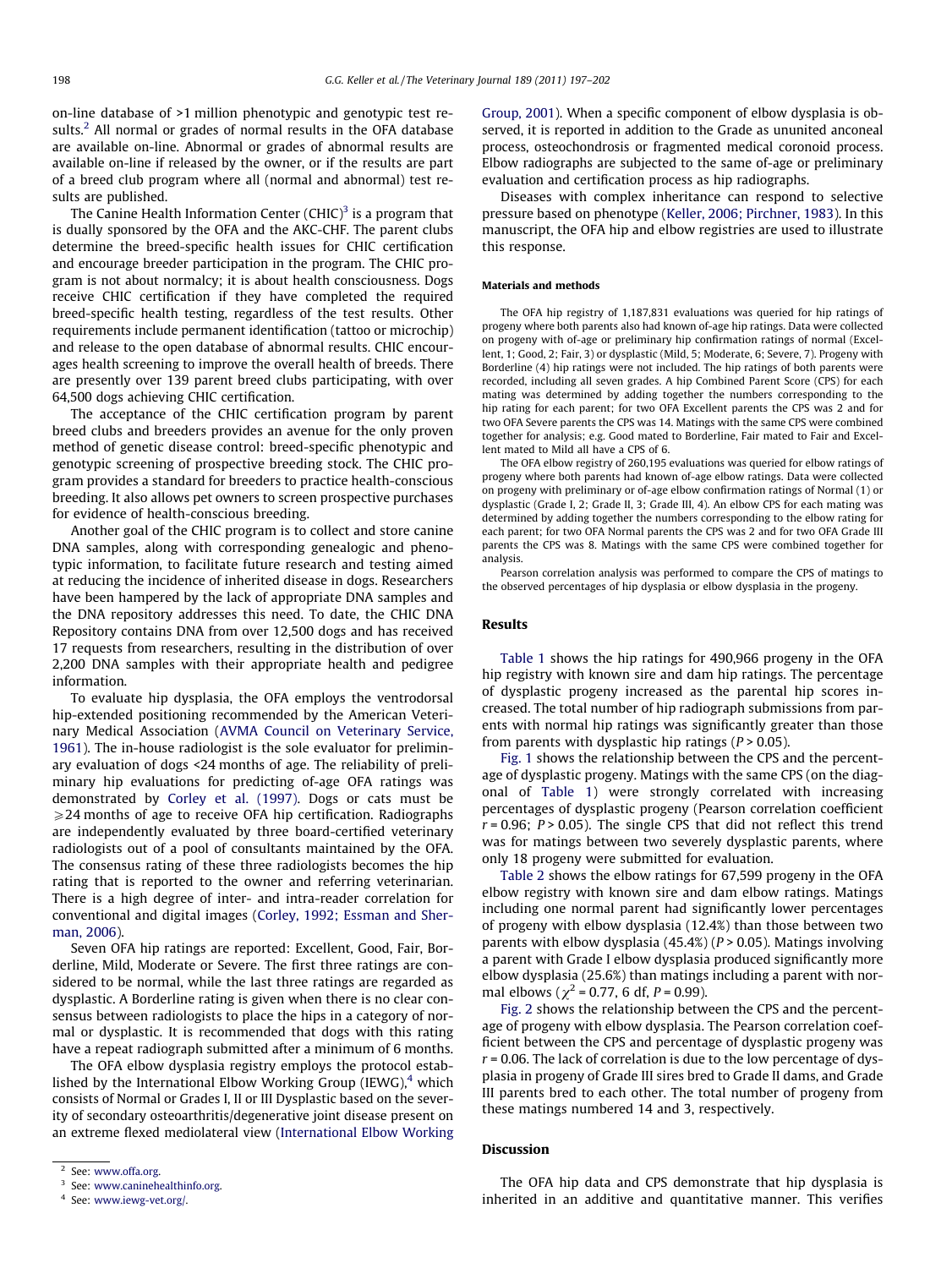on-line database of >1 million phenotypic and genotypic test results.[2] All normal or grades of normal results in the OFA database are available on-line. Abnormal or grades of abnormal results are available on-line if released by the owner, or if the results are part of a breed club program where all (normal and abnormal) test results are published.

The Canine Health Information Center (CHIC)[3] is a program that is dually sponsored by the OFA and the AKC-CHF. The parent clubs determine the breed-specific health issues for CHIC certification and encourage breeder participation in the program. The CHIC program is not about normalcy; it is about health consciousness. Dogs receive CHIC certification if they have completed the required breed-specific health testing, regardless of the test results. Other requirements include permanent identification (tattoo or microchip) and release to the open database of abnormal results. CHIC encourages health screening to improve the overall health of breeds. There are presently over 139 parent breed clubs participating, with over 64,500 dogs achieving CHIC certification.

The acceptance of the CHIC certification program by parent breed clubs and breeders provides an avenue for the only proven method of genetic disease control: breed-specific phenotypic and genotypic screening of prospective breeding stock. The CHIC program provides a standard for breeders to practice health-conscious breeding. It also allows pet owners to screen prospective purchases for evidence of health-conscious breeding.

Another goal of the CHIC program is to collect and store canine DNA samples, along with corresponding genealogic and phenotypic information, to facilitate future research and testing aimed at reducing the incidence of inherited disease in dogs. Researchers have been hampered by the lack of appropriate DNA samples and the DNA repository addresses this need. To date, the CHIC DNA Repository contains DNA from over 12,500 dogs and has received 17 requests from researchers, resulting in the distribution of over 2,200 DNA samples with their appropriate health and pedigree information.

To evaluate hip dysplasia, the OFA employs the ventrodorsal hip-extended positioning recommended by the American Veterinary Medical Association (AVMA Council on Veterinary Service, 1961). The in-house radiologist is the sole evaluator for preliminary evaluation of dogs <24 months of age. The reliability of preliminary hip evaluations for predicting of-age OFA ratings was demonstrated by Corley et al. (1997). Dogs or cats must be ⩾24 months of age to receive OFA hip certification. Radiographs are independently evaluated by three board-certified veterinary radiologists out of a pool of consultants maintained by the OFA. The consensus rating of these three radiologists becomes the hip rating that is reported to the owner and referring veterinarian. There is a high degree of inter- and intra-reader correlation for conventional and digital images (Corley, 1992; Essman and Sherman, 2006).

Seven OFA hip ratings are reported: Excellent, Good, Fair, Borderline, Mild, Moderate or Severe. The first three ratings are considered to be normal, while the last three ratings are regarded as dysplastic. A Borderline rating is given when there is no clear consensus between radiologists to place the hips in a category of normal or dysplastic. It is recommended that dogs with this rating have a repeat radiograph submitted after a minimum of 6 months.

The OFA elbow dysplasia registry employs the protocol established by the International Elbow Working Group (IEWG),[4] which consists of Normal or Grades I, II or III Dysplastic based on the severity of secondary osteoarthritis/degenerative joint disease present on an extreme flexed mediolateral view (International Elbow Working Group, 2001). When a specific component of elbow dysplasia is observed, it is reported in addition to the Grade as ununited anconeal process, osteochondrosis or fragmented medical coronoid process. Elbow radiographs are subjected to the same of-age or preliminary evaluation and certification process as hip radiographs.

Diseases with complex inheritance can respond to selective pressure based on phenotype (Keller, 2006; Pirchner, 1983). In this manuscript, the OFA hip and elbow registries are used to illustrate this response.

#### Materials and methods

The OFA hip registry of 1,187,831 evaluations was queried for hip ratings of progeny where both parents also had known of-age hip ratings. Data were collected on progeny with of-age or preliminary hip confirmation ratings of normal (Excellent, 1; Good, 2; Fair, 3) or dysplastic (Mild, 5; Moderate, 6; Severe, 7). Progeny with Borderline (4) hip ratings were not included. The hip ratings of both parents were recorded, including all seven grades. A hip Combined Parent Score (CPS) for each mating was determined by adding together the numbers corresponding to the hip rating for each parent; for two OFA Excellent parents the CPS was 2 and for two OFA Severe parents the CPS was 14. Matings with the same CPS were combined together for analysis; e.g. Good mated to Borderline, Fair mated to Fair and Excellent mated to Mild all have a CPS of 6.

The OFA elbow registry of 260,195 evaluations was queried for elbow ratings of progeny where both parents had known of-age elbow ratings. Data were collected on progeny with preliminary or of-age elbow confirmation ratings of Normal (1) or dysplastic (Grade I, 2; Grade II, 3; Grade III, 4). An elbow CPS for each mating was determined by adding together the numbers corresponding to the elbow rating for each parent; for two OFA Normal parents the CPS was 2 and for two OFA Grade III parents the CPS was 8. Matings with the same CPS were combined together for analysis.

Pearson correlation analysis was performed to compare the CPS of matings to the observed percentages of hip dysplasia or elbow dysplasia in the progeny.

## Results

Table 1 shows the hip ratings for 490,966 progeny in the OFA hip registry with known sire and dam hip ratings. The percentage of dysplastic progeny increased as the parental hip scores increased. The total number of hip radiograph submissions from parents with normal hip ratings was significantly greater than those from parents with dysplastic hip ratings ($P > 0.05$).

Fig. 1 shows the relationship between the CPS and the percentage of dysplastic progeny. Matings with the same CPS (on the diagonal of Table 1) were strongly correlated with increasing percentages of dysplastic progeny (Pearson correlation coefficient $r = 0.96$; $P > 0.05$). The single CPS that did not reflect this trend was for matings between two severely dysplastic parents, where only 18 progeny were submitted for evaluation.

Table 2 shows the elbow ratings for 67,599 progeny in the OFA elbow registry with known sire and dam elbow ratings. Matings including one normal parent had significantly lower percentages of progeny with elbow dysplasia (12.4%) than those between two parents with elbow dysplasia (45.4%) ($P > 0.05$). Matings involving a parent with Grade I elbow dysplasia produced significantly more elbow dysplasia (25.6%) than matings including a parent with normal elbows ($\chi^2 = 0.77$, 6 df, $P = 0.99$).

Fig. 2 shows the relationship between the CPS and the percentage of progeny with elbow dysplasia. The Pearson correlation coefficient between the CPS and percentage of dysplastic progeny was $r = 0.06$. The lack of correlation is due to the low percentage of dysplasia in progeny of Grade III sires bred to Grade II dams, and Grade III parents bred to each other. The total number of progeny from these matings numbered 14 and 3, respectively.

## Discussion

The OFA hip data and CPS demonstrate that hip dysplasia is inherited in an additive and quantitative manner. This verifies

[2] See: www.offa.org.

[3] See: www.caninehealthinfo.org.

[4] See: www.iewg-vet.org/.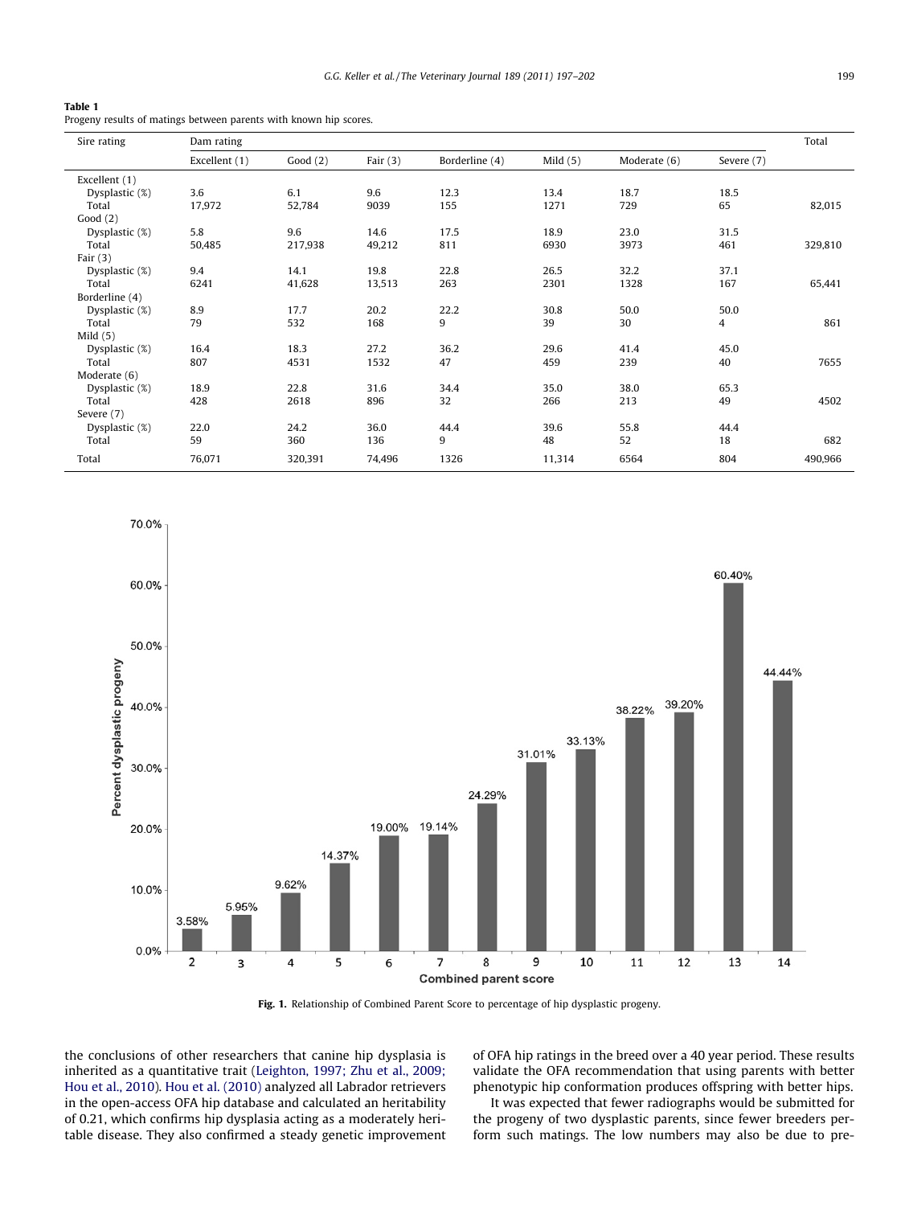**Table 1**
Progeny results of matings between parents with known hip scores.

| Sire rating | Dam rating | | | | | | | Total |
|---|---|---|---|---|---|---|---|---|
| | Excellent (1) | Good (2) | Fair (3) | Borderline (4) | Mild (5) | Moderate (6) | Severe (7) | |
| Excellent (1) | | | | | | | | |
| Dysplastic (%) | 3.6 | 6.1 | 9.6 | 12.3 | 13.4 | 18.7 | 18.5 | |
| Total | 17,972 | 52,784 | 9039 | 155 | 1271 | 729 | 65 | 82,015 |
| Good (2) | | | | | | | | |
| Dysplastic (%) | 5.8 | 9.6 | 14.6 | 17.5 | 18.9 | 23.0 | 31.5 | |
| Total | 50,485 | 217,938 | 49,212 | 811 | 6930 | 3973 | 461 | 329,810 |
| Fair (3) | | | | | | | | |
| Dysplastic (%) | 9.4 | 14.1 | 19.8 | 22.8 | 26.5 | 32.2 | 37.1 | |
| Total | 6241 | 41,628 | 13,513 | 263 | 2301 | 1328 | 167 | 65,441 |
| Borderline (4) | | | | | | | | |
| Dysplastic (%) | 8.9 | 17.7 | 20.2 | 22.2 | 30.8 | 50.0 | 50.0 | |
| Total | 79 | 532 | 168 | 9 | 39 | 30 | 4 | 861 |
| Mild (5) | | | | | | | | |
| Dysplastic (%) | 16.4 | 18.3 | 27.2 | 36.2 | 29.6 | 41.4 | 45.0 | |
| Total | 807 | 4531 | 1532 | 47 | 459 | 239 | 40 | 7655 |
| Moderate (6) | | | | | | | | |
| Dysplastic (%) | 18.9 | 22.8 | 31.6 | 34.4 | 35.0 | 38.0 | 65.3 | |
| Total | 428 | 2618 | 896 | 32 | 266 | 213 | 49 | 4502 |
| Severe (7) | | | | | | | | |
| Dysplastic (%) | 22.0 | 24.2 | 36.0 | 44.4 | 39.6 | 55.8 | 44.4 | |
| Total | 59 | 360 | 136 | 9 | 48 | 52 | 18 | 682 |
| Total | 76,071 | 320,391 | 74,496 | 1326 | 11,314 | 6564 | 804 | 490,966 |

| Combined parent score | 2 | 3 | 4 | 5 | 6 | 7 | 8 | 9 | 10 | 11 | 12 | 13 | 14 |
|---|---|---|---|---|---|---|---|---|---|---|---|---|---|
| Percent dysplastic progeny | 3.58% | 5.95% | 9.62% | 14.37% | 19.00% | 19.14% | 24.29% | 31.01% | 33.13% | 38.22% | 39.20% | 60.40% | 44.44% |

**Fig. 1.** Relationship of Combined Parent Score to percentage of hip dysplastic progeny.

the conclusions of other researchers that canine hip dysplasia is inherited as a quantitative trait (Leighton, 1997; Zhu et al., 2009; Hou et al., 2010). Hou et al. (2010) analyzed all Labrador retrievers in the open-access OFA hip database and calculated an heritability of 0.21, which confirms hip dysplasia acting as a moderately heritable disease. They also confirmed a steady genetic improvement of OFA hip ratings in the breed over a 40 year period. These results validate the OFA recommendation that using parents with better phenotypic hip conformation produces offspring with better hips.

It was expected that fewer radiographs would be submitted for the progeny of two dysplastic parents, since fewer breeders perform such matings. The low numbers may also be due to pre-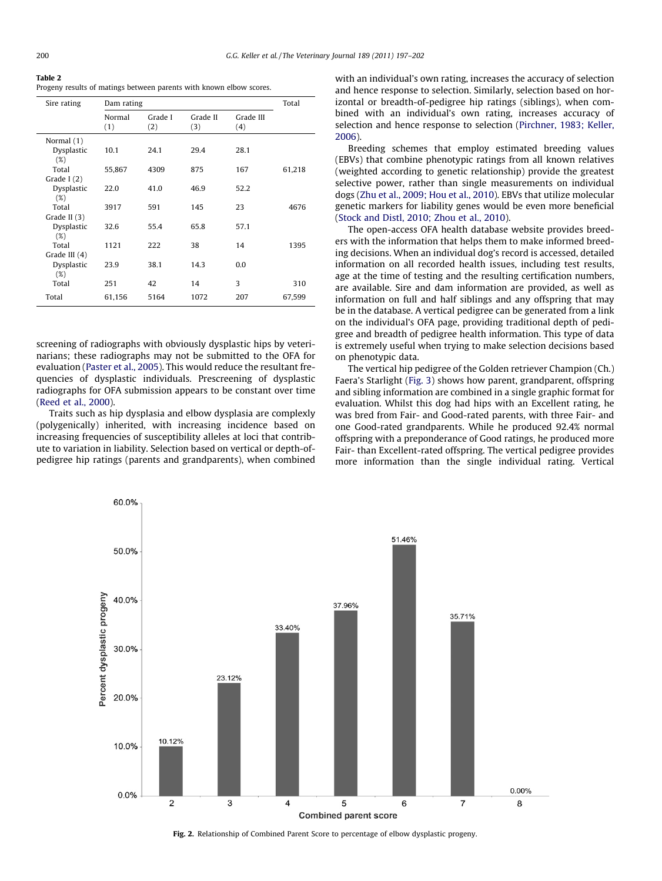**Table 2**
Progeny results of matings between parents with known elbow scores.

| Sire rating | Dam rating | | | | Total |
|---|---|---|---|---|---|
| | Normal (1) | Grade I (2) | Grade II (3) | Grade III (4) | |
| Normal (1) | | | | | |
| Dysplastic (%) | 10.1 | 24.1 | 29.4 | 28.1 | |
| Total | 55,867 | 4309 | 875 | 167 | 61,218 |
| Grade I (2) | | | | | |
| Dysplastic (%) | 22.0 | 41.0 | 46.9 | 52.2 | |
| Total | 3917 | 591 | 145 | 23 | 4676 |
| Grade II (3) | | | | | |
| Dysplastic (%) | 32.6 | 55.4 | 65.8 | 57.1 | |
| Total | 1121 | 222 | 38 | 14 | 1395 |
| Grade III (4) | | | | | |
| Dysplastic (%) | 23.9 | 38.1 | 14.3 | 0.0 | |
| Total | 251 | 42 | 14 | 3 | 310 |
| Total | 61,156 | 5164 | 1072 | 207 | 67,599 |

screening of radiographs with obviously dysplastic hips by veterinarians; these radiographs may not be submitted to the OFA for evaluation (Paster et al., 2005). This would reduce the resultant frequencies of dysplastic individuals. Prescreening of dysplastic radiographs for OFA submission appears to be constant over time (Reed et al., 2000).

Traits such as hip dysplasia and elbow dysplasia are complexly (polygenically) inherited, with increasing incidence based on increasing frequencies of susceptibility alleles at loci that contribute to variation in liability. Selection based on vertical or depth-of-pedigree hip ratings (parents and grandparents), when combined with an individual's own rating, increases the accuracy of selection and hence response to selection. Similarly, selection based on horizontal or breadth-of-pedigree hip ratings (siblings), when combined with an individual's own rating, increases accuracy of selection and hence response to selection (Pirchner, 1983; Keller, 2006).

Breeding schemes that employ estimated breeding values (EBVs) that combine phenotypic ratings from all known relatives (weighted according to genetic relationship) provide the greatest selective power, rather than single measurements on individual dogs (Zhu et al., 2009; Hou et al., 2010). EBVs that utilize molecular genetic markers for liability genes would be even more beneficial (Stock and Distl, 2010; Zhou et al., 2010).

The open-access OFA health database website provides breeders with the information that helps them to make informed breeding decisions. When an individual dog's record is accessed, detailed information on all recorded health issues, including test results, age at the time of testing and the resulting certification numbers, are available. Sire and dam information are provided, as well as information on full and half siblings and any offspring that may be in the database. A vertical pedigree can be generated from a link on the individual's OFA page, providing traditional depth of pedigree and breadth of pedigree health information. This type of data is extremely useful when trying to make selection decisions based on phenotypic data.

The vertical hip pedigree of the Golden retriever Champion (Ch.) Faera's Starlight (Fig. 3) shows how parent, grandparent, offspring and sibling information are combined in a single graphic format for evaluation. Whilst this dog had hips with an Excellent rating, he was bred from Fair- and Good-rated parents, with three Fair- and one Good-rated grandparents. While he produced 92.4% normal offspring with a preponderance of Good ratings, he produced more Fair- than Excellent-rated offspring. The vertical pedigree provides more information than the single individual rating. Vertical

**Fig. 2.** Relationship of Combined Parent Score to percentage of elbow dysplastic progeny.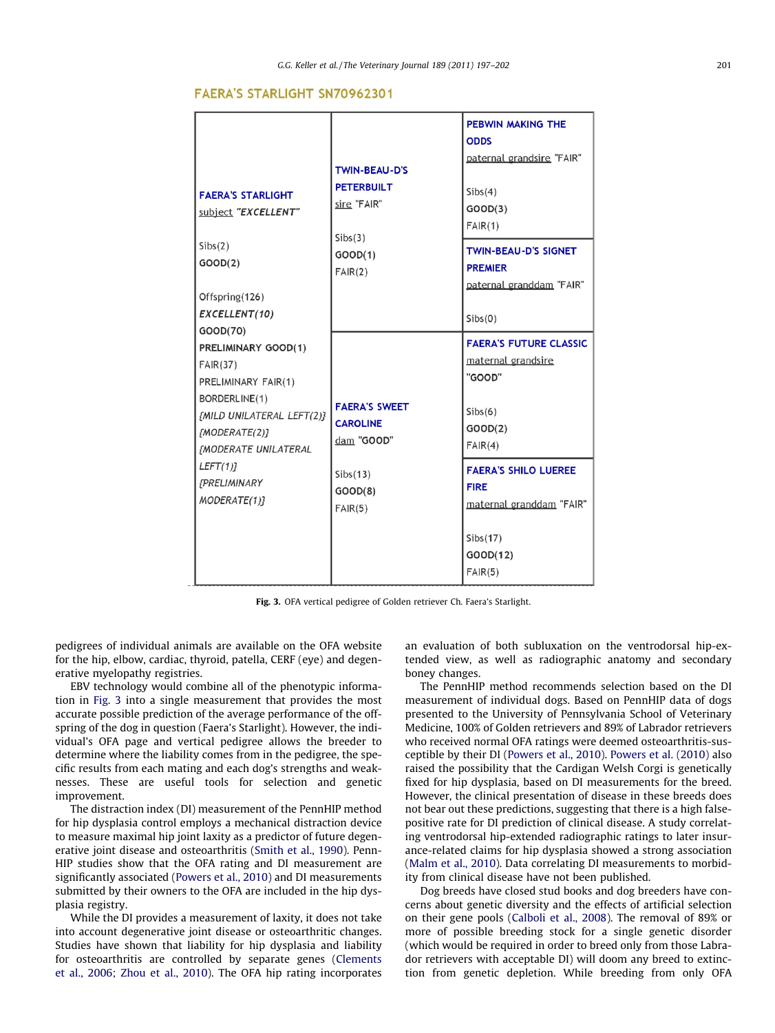FAERA'S STARLIGHT SN70962301

| Subject | Parents | Grandparents |
|---|---|---|
| FAERA'S STARLIGHT<br>subject *"EXCELLENT"*<br><br>Sibs(2)<br>GOOD(2)<br><br>Offspring(126)<br>*EXCELLENT(10)*<br>GOOD(70)<br>PRELIMINARY GOOD(1)<br>FAIR(37)<br>PRELIMINARY FAIR(1)<br>BORDERLINE(1)<br>*{MILD UNILATERAL LEFT(2)}*<br>*{MODERATE(2)}*<br>*{MODERATE UNILATERAL LEFT(1)}*<br>*{PRELIMINARY MODERATE(1)}* | TWIN-BEAU-D'S PETERBUILT<br>sire "FAIR"<br><br>Sibs(3)<br>GOOD(1)<br>FAIR(2) | PEBWIN MAKING THE ODDS<br>paternal grandsire "FAIR"<br><br>Sibs(4)<br>GOOD(3)<br>FAIR(1) |
| | | TWIN-BEAU-D'S SIGNET PREMIER<br>paternal granddam "FAIR"<br><br>Sibs(0) |
| | FAERA'S SWEET CAROLINE<br>dam "GOOD"<br><br>Sibs(13)<br>GOOD(8)<br>FAIR(5) | FAERA'S FUTURE CLASSIC<br>maternal grandsire<br>"GOOD"<br><br>Sibs(6)<br>GOOD(2)<br>FAIR(4) |
| | | FAERA'S SHILO LUEREE FIRE<br>maternal granddam "FAIR"<br><br>Sibs(17)<br>GOOD(12)<br>FAIR(5) |

**Fig. 3.** OFA vertical pedigree of Golden retriever Ch. Faera's Starlight.

pedigrees of individual animals are available on the OFA website for the hip, elbow, cardiac, thyroid, patella, CERF (eye) and degenerative myelopathy registries.

EBV technology would combine all of the phenotypic information in Fig. 3 into a single measurement that provides the most accurate possible prediction of the average performance of the offspring of the dog in question (Faera's Starlight). However, the individual's OFA page and vertical pedigree allows the breeder to determine where the liability comes from in the pedigree, the specific results from each mating and each dog's strengths and weaknesses. These are useful tools for selection and genetic improvement.

The distraction index (DI) measurement of the PennHIP method for hip dysplasia control employs a mechanical distraction device to measure maximal hip joint laxity as a predictor of future degenerative joint disease and osteoarthritis (Smith et al., 1990). PennHIP studies show that the OFA rating and DI measurement are significantly associated (Powers et al., 2010) and DI measurements submitted by their owners to the OFA are included in the hip dysplasia registry.

While the DI provides a measurement of laxity, it does not take into account degenerative joint disease or osteoarthritic changes. Studies have shown that liability for hip dysplasia and liability for osteoarthritis are controlled by separate genes (Clements et al., 2006; Zhou et al., 2010). The OFA hip rating incorporates an evaluation of both subluxation on the ventrodorsal hip-extended view, as well as radiographic anatomy and secondary boney changes.

The PennHIP method recommends selection based on the DI measurement of individual dogs. Based on PennHIP data of dogs presented to the University of Pennsylvania School of Veterinary Medicine, 100% of Golden retrievers and 89% of Labrador retrievers who received normal OFA ratings were deemed osteoarthritis-susceptible by their DI (Powers et al., 2010). Powers et al. (2010) also raised the possibility that the Cardigan Welsh Corgi is genetically fixed for hip dysplasia, based on DI measurements for the breed. However, the clinical presentation of disease in these breeds does not bear out these predictions, suggesting that there is a high false-positive rate for DI prediction of clinical disease. A study correlating ventrodorsal hip-extended radiographic ratings to later insurance-related claims for hip dysplasia showed a strong association (Malm et al., 2010). Data correlating DI measurements to morbidity from clinical disease have not been published.

Dog breeds have closed stud books and dog breeders have concerns about genetic diversity and the effects of artificial selection on their gene pools (Calboli et al., 2008). The removal of 89% or more of possible breeding stock for a single genetic disorder (which would be required in order to breed only from those Labrador retrievers with acceptable DI) will doom any breed to extinction from genetic depletion. While breeding from only OFA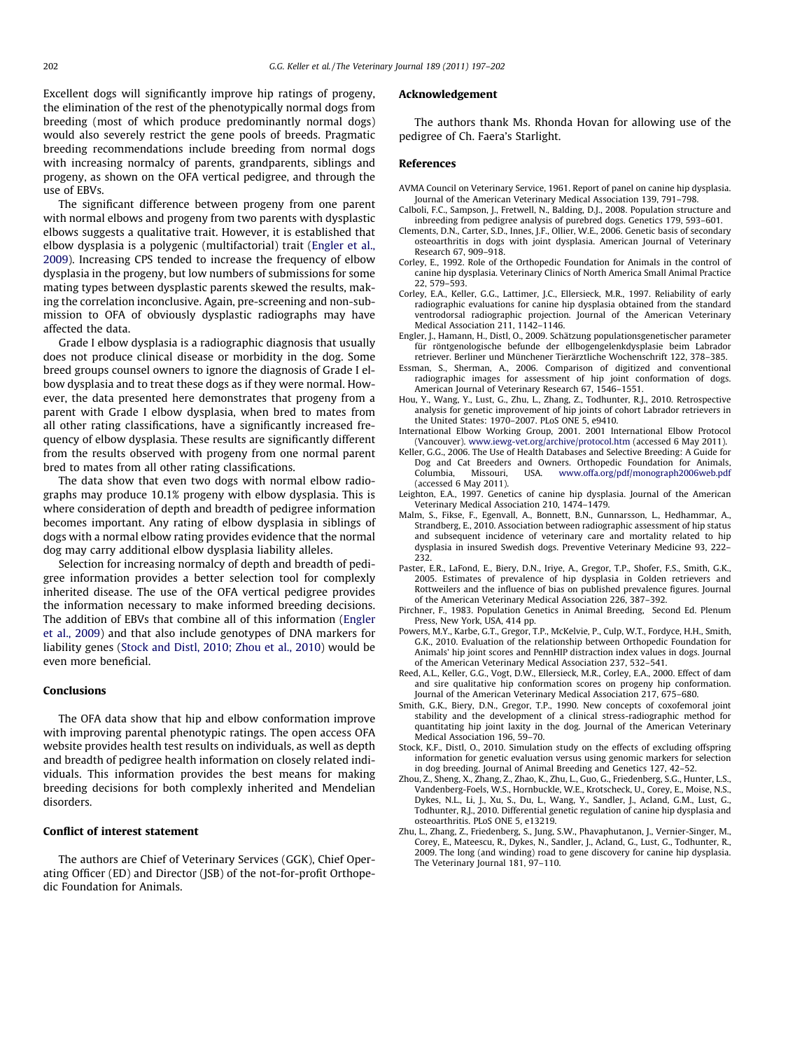Excellent dogs will significantly improve hip ratings of progeny, the elimination of the rest of the phenotypically normal dogs from breeding (most of which produce predominantly normal dogs) would also severely restrict the gene pools of breeds. Pragmatic breeding recommendations include breeding from normal dogs with increasing normalcy of parents, grandparents, siblings and progeny, as shown on the OFA vertical pedigree, and through the use of EBVs.

The significant difference between progeny from one parent with normal elbows and progeny from two parents with dysplastic elbows suggests a qualitative trait. However, it is established that elbow dysplasia is a polygenic (multifactorial) trait (Engler et al., 2009). Increasing CPS tended to increase the frequency of elbow dysplasia in the progeny, but low numbers of submissions for some mating types between dysplastic parents skewed the results, making the correlation inconclusive. Again, pre-screening and non-submission to OFA of obviously dysplastic radiographs may have affected the data.

Grade I elbow dysplasia is a radiographic diagnosis that usually does not produce clinical disease or morbidity in the dog. Some breed groups counsel owners to ignore the diagnosis of Grade I elbow dysplasia and to treat these dogs as if they were normal. However, the data presented here demonstrates that progeny from a parent with Grade I elbow dysplasia, when bred to mates from all other rating classifications, have a significantly increased frequency of elbow dysplasia. These results are significantly different from the results observed with progeny from one normal parent bred to mates from all other rating classifications.

The data show that even two dogs with normal elbow radiographs may produce 10.1% progeny with elbow dysplasia. This is where consideration of depth and breadth of pedigree information becomes important. Any rating of elbow dysplasia in siblings of dogs with a normal elbow rating provides evidence that the normal dog may carry additional elbow dysplasia liability alleles.

Selection for increasing normalcy of depth and breadth of pedigree information provides a better selection tool for complexly inherited disease. The use of the OFA vertical pedigree provides the information necessary to make informed breeding decisions. The addition of EBVs that combine all of this information (Engler et al., 2009) and that also include genotypes of DNA markers for liability genes (Stock and Distl, 2010; Zhou et al., 2010) would be even more beneficial.

## Conclusions

The OFA data show that hip and elbow conformation improve with improving parental phenotypic ratings. The open access OFA website provides health test results on individuals, as well as depth and breadth of pedigree health information on closely related individuals. This information provides the best means for making breeding decisions for both complexly inherited and Mendelian disorders.

## Conflict of interest statement

The authors are Chief of Veterinary Services (GGK), Chief Operating Officer (ED) and Director (JSB) of the not-for-profit Orthopedic Foundation for Animals.

## Acknowledgement

The authors thank Ms. Rhonda Hovan for allowing use of the pedigree of Ch. Faera's Starlight.

## References

AVMA Council on Veterinary Service, 1961. Report of panel on canine hip dysplasia. Journal of the American Veterinary Medical Association 139, 791–798.

Calboli, F.C., Sampson, J., Fretwell, N., Balding, D.J., 2008. Population structure and inbreeding from pedigree analysis of purebred dogs. Genetics 179, 593–601.

Clements, D.N., Carter, S.D., Innes, J.F., Ollier, W.E., 2006. Genetic basis of secondary osteoarthritis in dogs with joint dysplasia. American Journal of Veterinary Research 67, 909–918.

Corley, E., 1992. Role of the Orthopedic Foundation for Animals in the control of canine hip dysplasia. Veterinary Clinics of North America Small Animal Practice 22, 579–593.

Corley, E.A., Keller, G.G., Lattimer, J.C., Ellersieck, M.R., 1997. Reliability of early radiographic evaluations for canine hip dysplasia obtained from the standard ventrodorsal radiographic projection. Journal of the American Veterinary Medical Association 211, 1142–1146.

Engler, J., Hamann, H., Distl, O., 2009. Schätzung populationsgenetischer parameter für röntgenologische befunde der ellbogengelenkdysplasie beim Labrador retriever. Berliner und Münchener Tierärztliche Wochenschrift 122, 378–385.

Essman, S., Sherman, A., 2006. Comparison of digitized and conventional radiographic images for assessment of hip joint conformation of dogs. American Journal of Veterinary Research 67, 1546–1551.

Hou, Y., Wang, Y., Lust, G., Zhu, L., Zhang, Z., Todhunter, R.J., 2010. Retrospective analysis for genetic improvement of hip joints of cohort Labrador retrievers in the United States: 1970–2007. PLoS ONE 5, e9410.

International Elbow Working Group, 2001. 2001 International Elbow Protocol (Vancouver). www.iewg-vet.org/archive/protocol.htm (accessed 6 May 2011).

Keller, G.G., 2006. The Use of Health Databases and Selective Breeding: A Guide for Dog and Cat Breeders and Owners. Orthopedic Foundation for Animals, Columbia, Missouri, USA. www.offa.org/pdf/monograph2006web.pdf (accessed 6 May 2011).

Leighton, E.A., 1997. Genetics of canine hip dysplasia. Journal of the American Veterinary Medical Association 210, 1474–1479.

Malm, S., Fikse, F., Egenvall, A., Bonnett, B.N., Gunnarsson, L., Hedhammar, A., Strandberg, E., 2010. Association between radiographic assessment of hip status and subsequent incidence of veterinary care and mortality related to hip dysplasia in insured Swedish dogs. Preventive Veterinary Medicine 93, 222–232.

Paster, E.R., LaFond, E., Biery, D.N., Iriye, A., Gregor, T.P., Shofer, F.S., Smith, G.K., 2005. Estimates of prevalence of hip dysplasia in Golden retrievers and Rottweilers and the influence of bias on published prevalence figures. Journal of the American Veterinary Medical Association 226, 387–392.

Pirchner, F., 1983. Population Genetics in Animal Breeding, Second Ed. Plenum Press, New York, USA, 414 pp.

Powers, M.Y., Karbe, G.T., Gregor, T.P., McKelvie, P., Culp, W.T., Fordyce, H.H., Smith, G.K., 2010. Evaluation of the relationship between Orthopedic Foundation for Animals' hip joint scores and PennHIP distraction index values in dogs. Journal of the American Veterinary Medical Association 237, 532–541.

Reed, A.L., Keller, G.G., Vogt, D.W., Ellersieck, M.R., Corley, E.A., 2000. Effect of dam and sire qualitative hip conformation scores on progeny hip conformation. Journal of the American Veterinary Medical Association 217, 675–680.

Smith, G.K., Biery, D.N., Gregor, T.P., 1990. New concepts of coxofemoral joint stability and the development of a clinical stress-radiographic method for quantitating hip joint laxity in the dog. Journal of the American Veterinary Medical Association 196, 59–70.

Stock, K.F., Distl, O., 2010. Simulation study on the effects of excluding offspring information for genetic evaluation versus using genomic markers for selection in dog breeding. Journal of Animal Breeding and Genetics 127, 42–52.

Zhou, Z., Sheng, X., Zhang, Z., Zhao, K., Zhu, L., Guo, G., Friedenberg, S.G., Hunter, L.S., Vandenberg-Foels, W.S., Hornbuckle, W.E., Krotscheck, U., Corey, E., Moise, N.S., Dykes, N.L., Li, J., Xu, S., Du, L., Wang, Y., Sandler, J., Acland, G.M., Lust, G., Todhunter, R.J., 2010. Differential genetic regulation of canine hip dysplasia and osteoarthritis. PLoS ONE 5, e13219.

Zhu, L., Zhang, Z., Friedenberg, S., Jung, S.W., Phavaphutanon, J., Vernier-Singer, M., Corey, E., Mateescu, R., Dykes, N., Sandler, J., Acland, G., Lust, G., Todhunter, R., 2009. The long (and winding) road to gene discovery for canine hip dysplasia. The Veterinary Journal 181, 97–110.